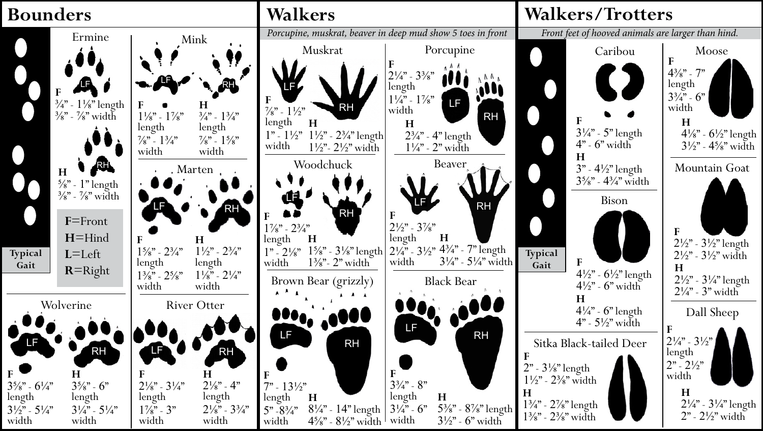## Bounders

**Typical Gait**

### Ermine

**F**
¾" - 1⅛" length
⅜" - ⅞" width

**H**
⅝" - 1" length
⅜" - ⅞" width

**F**=Front
**H**=Hind
**L**=Left
**R**=Right

### Mink

**F**
1⅛" - 1⅞" length
⅞" - 1¾" width

**H**
¾" - 1¾" length
⅞" - 1⅝" width

### Marten

**F**
1⅝" - 2¾" length
1⅜" - 2⅝" width

**H**
1½" - 2¾" length
1⅛" - 2¼" width

### Wolverine

**F**
3⅝" - 6¼" length
3½" - 5¼" width

**H**
3⅝" - 6" length
3¼" - 5¼" width

### River Otter

**F**
2⅛" - 3¼" length
1⅞" - 3" width

**H**
2⅛" - 4" length
2⅛" - 3¾" width

## Walkers

*Porcupine, muskrat, beaver in deep mud show 5 toes in front*

### Muskrat

**F**
⅞" - 1½" length
1" - 1½" width

**H**
1½" - 2¾" length
1½"- 2½" width

### Porcupine

**F**
2¼" - 3⅜" length
1¼" - 1⅞" width

**H**
2¾" - 4" length
1¼" - 2" width

### Woodchuck

**F**
1⅞" - 2¾" length
1" - 2⅛" width

**H**
1⅝" - 3⅛" length
1⅜"- 2" width

### Beaver

**F**
2½" - 3⅞" length
2¼" - 3½" width

**H**
4¾" - 7" length
3¼" - 5¼" width

### Brown Bear (grizzly)

**F**
7" - 13½" length
5" -8¾" width

**H**
8¼" - 14" length
4⅝" - 8½" width

### Black Bear

**F**
3¾" - 8" length
3¼" - 6" width

**H**
5⅜" - 8⅞" length
3½" - 6" width

## Walkers/Trotters

*Front feet of hooved animals are larger than hind.*

**Typical Gait**

### Caribou

**F**
3¼" - 5" length
4" - 6" width

**H**
3" - 4½" length
3⅝" - 4¾" width

### Bison

**F**
4½" - 6½" length
4½" - 6" width

**H**
4¼" - 6" length
4" - 5½" width

### Sitka Black-tailed Deer

**F**
2" - 3⅛" length
1½" - 2⅜" width

**H**
1¾" - 2⅞" length
1⅜" - 2⅜" width

### Moose

**F**
4⅜" - 7" length
3¾" - 6" width

**H**
4⅛" - 6½" length
3½" - 4⅝" width

### Mountain Goat

**F**
2½" - 3½" length
2½" - 3½" width

**H**
2½" - 3¼" length
2¼" - 3" width

### Dall Sheep

**F**
2¼" - 3½" length
2" - 2½" width

**H**
2¼" - 3¼" length
2" - 2½" width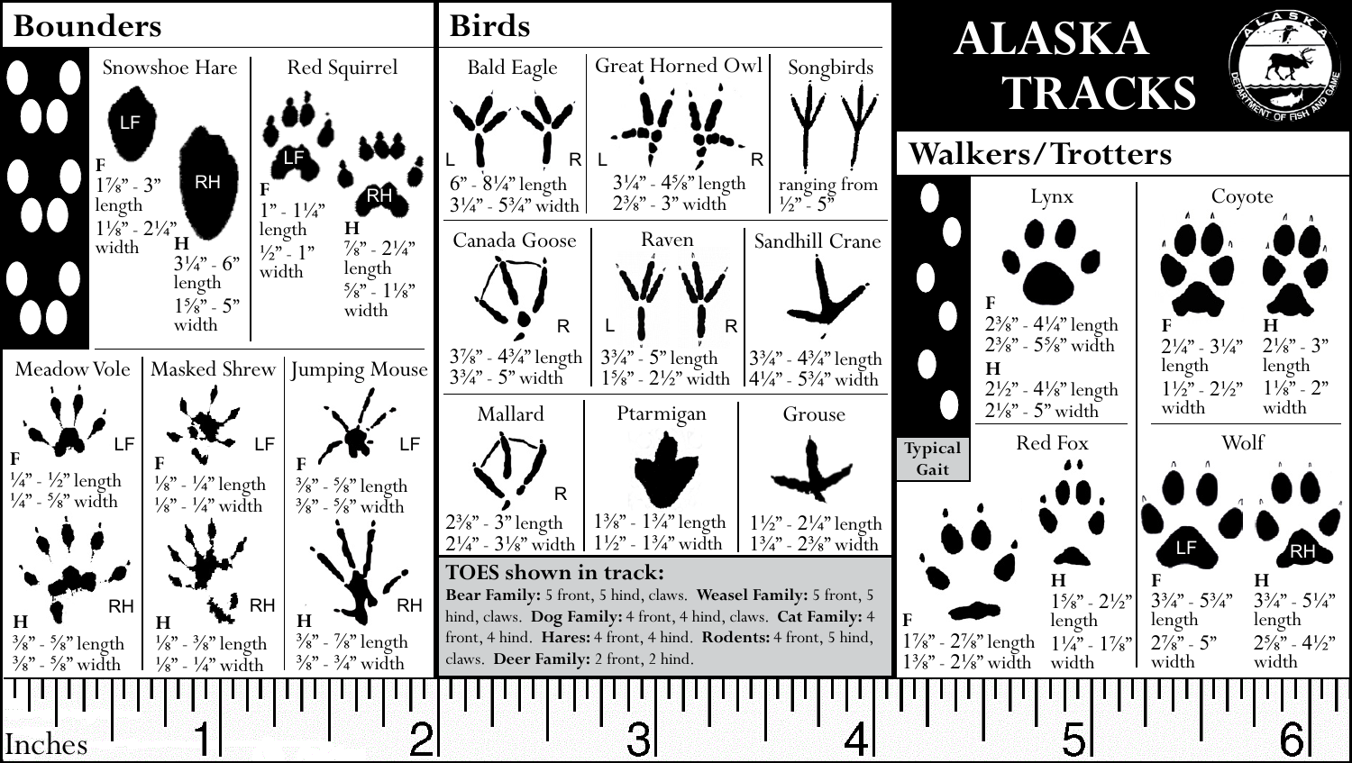# ALASKA TRACKS

ALASKA DEPARTMENT OF FISH AND GAME

## Bounders

### Snowshoe Hare

LF

F
1⅞" - 3" length
1⅛" - 2¼" width

RH

H
3¼" - 6" length
1⅝" - 5" width

### Red Squirrel

LF

F
1" - 1¼" length
½" - 1" width

RH

H
⅞" - 2¼" length
⅝" - 1⅛" width

### Meadow Vole

LF

F
¼" - ½" length
¼" - ⅝" width

RH

H
⅜" - ⅝" length
⅜" - ⅝" width

### Masked Shrew

LF

F
⅛" - ¼" length
⅛" - ¼" width

RH

H
⅛" - ⅜" length
⅛" - ¼" width

### Jumping Mouse

LF

F
⅜" - ⅝" length
⅜" - ⅝" width

RH

H
⅜" - ⅞" length
⅜" - ¾" width

## Birds

### Bald Eagle

L R

6" - 8¼" length
3¼" - 5¾" width

### Great Horned Owl

L R

3¼" - 4⅝" length
2⅜" - 3" width

### Songbirds

ranging from ½" - 5"

### Canada Goose

R

3⅞" - 4¾" length
3¾" - 5" width

### Raven

L R

3¾" - 5" length
1⅝" - 2½" width

### Sandhill Crane

3¾" - 4¾" length
4¼" - 5¾" width

### Mallard

R

2⅜" - 3" length
2¼" - 3⅛" width

### Ptarmigan

1⅜" - 1¾" length
1½" - 1¾" width

### Grouse

1½" - 2¼" length
1¾" - 2⅜" width

**TOES shown in track:**
**Bear Family:** 5 front, 5 hind, claws. **Weasel Family:** 5 front, 5 hind, claws. **Dog Family:** 4 front, 4 hind, claws. **Cat Family:** 4 front, 4 hind. **Hares:** 4 front, 4 hind. **Rodents:** 4 front, 5 hind, claws. **Deer Family:** 2 front, 2 hind.

## Walkers/Trotters

Typical Gait

### Lynx

F
2⅜" - 4¼" length
2⅜" - 5⅝" width

H
2½" - 4⅛" length
2⅛" - 5" width

### Coyote

F
2¼" - 3¼" length
1½" - 2½" width

H
2⅛" - 3" length
1⅛" - 2" width

### Red Fox

F
1⅞" - 2⅞" length
1⅜" - 2⅛" width

H
1⅝" - 2½" length
1¼" - 1⅞" width

### Wolf

LF

F
3¾" - 5¾" length
2⅞" - 5" width

RH

H
3¾" - 5¼" length
2⅝" - 4½" width

Inches 1 2 3 4 5 6